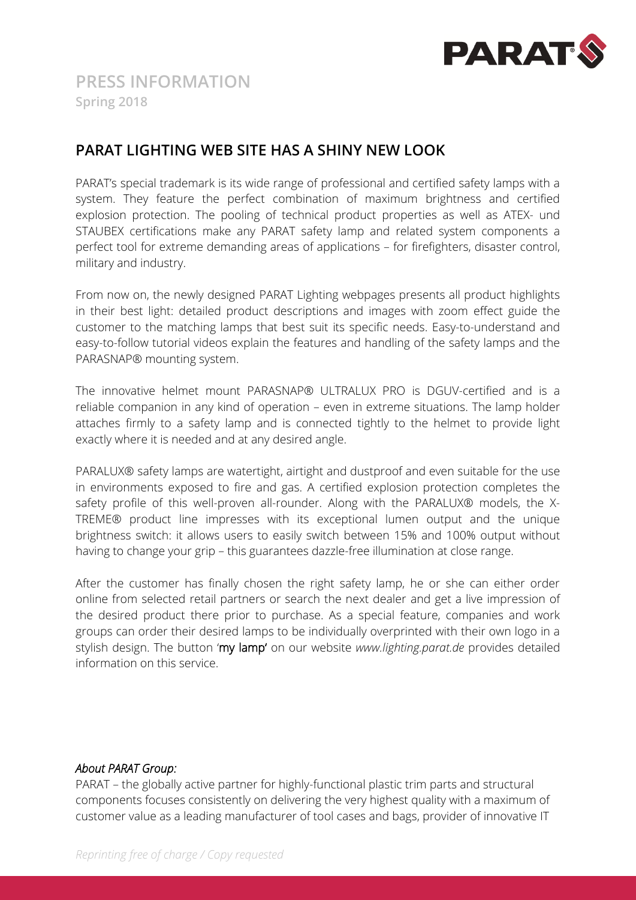# PRESS INFORMATION

**Spring 2018**

## PARAT LIGHTING WEB SITE HAS A SHINY NEW LOOK

PARAT's special trademark is its wide range of professional and certified safety lamps with a system. They feature the perfect combination of maximum brightness and certified explosion protection. The pooling of technical product properties as well as ATEX- und STAUBEX certifications make any PARAT safety lamp and related system components a perfect tool for extreme demanding areas of applications – for firefighters, disaster control, military and industry.

From now on, the newly designed PARAT Lighting webpages presents all product highlights in their best light: detailed product descriptions and images with zoom effect guide the customer to the matching lamps that best suit its specific needs. Easy-to-understand and easy-to-follow tutorial videos explain the features and handling of the safety lamps and the PARASNAP® mounting system.

The innovative helmet mount PARASNAP® ULTRALUX PRO is DGUV-certified and is a reliable companion in any kind of operation – even in extreme situations. The lamp holder attaches firmly to a safety lamp and is connected tightly to the helmet to provide light exactly where it is needed and at any desired angle.

PARALUX® safety lamps are watertight, airtight and dustproof and even suitable for the use in environments exposed to fire and gas. A certified explosion protection completes the safety profile of this well-proven all-rounder. Along with the PARALUX® models, the X-TREME® product line impresses with its exceptional lumen output and the unique brightness switch: it allows users to easily switch between 15% and 100% output without having to change your grip – this guarantees dazzle-free illumination at close range.

After the customer has finally chosen the right safety lamp, he or she can either order online from selected retail partners or search the next dealer and get a live impression of the desired product there prior to purchase. As a special feature, companies and work groups can order their desired lamps to be individually overprinted with their own logo in a stylish design. The button '**my lamp'** on our website *www.lighting.parat.de* provides detailed information on this service.

*About PARAT Group:*

PARAT – the globally active partner for highly-functional plastic trim parts and structural components focuses consistently on delivering the very highest quality with a maximum of customer value as a leading manufacturer of tool cases and bags, provider of innovative IT

*Reprinting free of charge / Copy requested*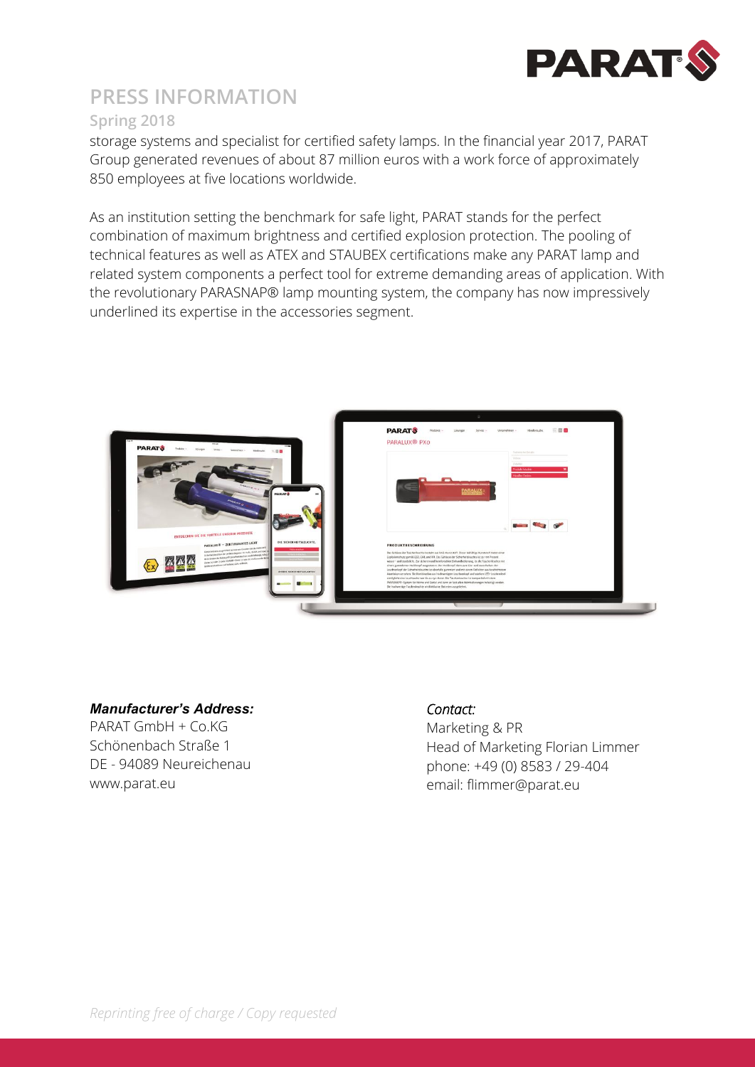storage systems and specialist for certified safety lamps. In the financial year 2017, PARAT Group generated revenues of about 87 million euros with a work force of approximately 850 employees at five locations worldwide.

As an institution setting the benchmark for safe light, PARAT stands for the perfect combination of maximum brightness and certified explosion protection. The pooling of technical features as well as ATEX and STAUBEX certifications make any PARAT lamp and related system components a perfect tool for extreme demanding areas of application. With the revolutionary PARASNAP® lamp mounting system, the company has now impressively underlined its expertise in the accessories segment.

***Manufacturer's Address:***
PARAT GmbH + Co.KG
Schönenbach Straße 1
DE - 94089 Neureichenau
www.parat.eu

*Contact:*
Marketing & PR
Head of Marketing Florian Limmer
phone: +49 (0) 8583 / 29-404
email: flimmer@parat.eu

*Reprinting free of charge / Copy requested*